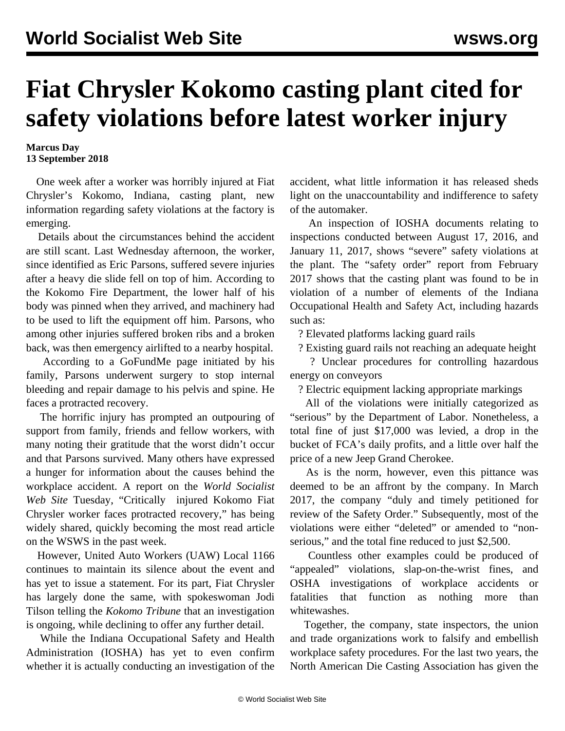# Fiat Chrysler Kokomo casting plant cited for safety violations before latest worker injury

**Marcus Day**
**13 September 2018**

One week after a worker was horribly injured at Fiat Chrysler's Kokomo, Indiana, casting plant, new information regarding safety violations at the factory is emerging.

Details about the circumstances behind the accident are still scant. Last Wednesday afternoon, the worker, since identified as Eric Parsons, suffered severe injuries after a heavy die slide fell on top of him. According to the Kokomo Fire Department, the lower half of his body was pinned when they arrived, and machinery had to be used to lift the equipment off him. Parsons, who among other injuries suffered broken ribs and a broken back, was then emergency airlifted to a nearby hospital.

According to a GoFundMe page initiated by his family, Parsons underwent surgery to stop internal bleeding and repair damage to his pelvis and spine. He faces a protracted recovery.

The horrific injury has prompted an outpouring of support from family, friends and fellow workers, with many noting their gratitude that the worst didn't occur and that Parsons survived. Many others have expressed a hunger for information about the causes behind the workplace accident. A report on the *World Socialist Web Site* Tuesday, "Critically injured Kokomo Fiat Chrysler worker faces protracted recovery," has being widely shared, quickly becoming the most read article on the WSWS in the past week.

However, United Auto Workers (UAW) Local 1166 continues to maintain its silence about the event and has yet to issue a statement. For its part, Fiat Chrysler has largely done the same, with spokeswoman Jodi Tilson telling the *Kokomo Tribune* that an investigation is ongoing, while declining to offer any further detail.

While the Indiana Occupational Safety and Health Administration (IOSHA) has yet to even confirm whether it is actually conducting an investigation of the accident, what little information it has released sheds light on the unaccountability and indifference to safety of the automaker.

An inspection of IOSHA documents relating to inspections conducted between August 17, 2016, and January 11, 2017, shows "severe" safety violations at the plant. The "safety order" report from February 2017 shows that the casting plant was found to be in violation of a number of elements of the Indiana Occupational Health and Safety Act, including hazards such as:

? Elevated platforms lacking guard rails

? Existing guard rails not reaching an adequate height

? Unclear procedures for controlling hazardous energy on conveyors

? Electric equipment lacking appropriate markings

All of the violations were initially categorized as "serious" by the Department of Labor. Nonetheless, a total fine of just $17,000 was levied, a drop in the bucket of FCA's daily profits, and a little over half the price of a new Jeep Grand Cherokee.

As is the norm, however, even this pittance was deemed to be an affront by the company. In March 2017, the company "duly and timely petitioned for review of the Safety Order." Subsequently, most of the violations were either "deleted" or amended to "non-serious," and the total fine reduced to just $2,500.

Countless other examples could be produced of "appealed" violations, slap-on-the-wrist fines, and OSHA investigations of workplace accidents or fatalities that function as nothing more than whitewashes.

Together, the company, state inspectors, the union and trade organizations work to falsify and embellish workplace safety procedures. For the last two years, the North American Die Casting Association has given the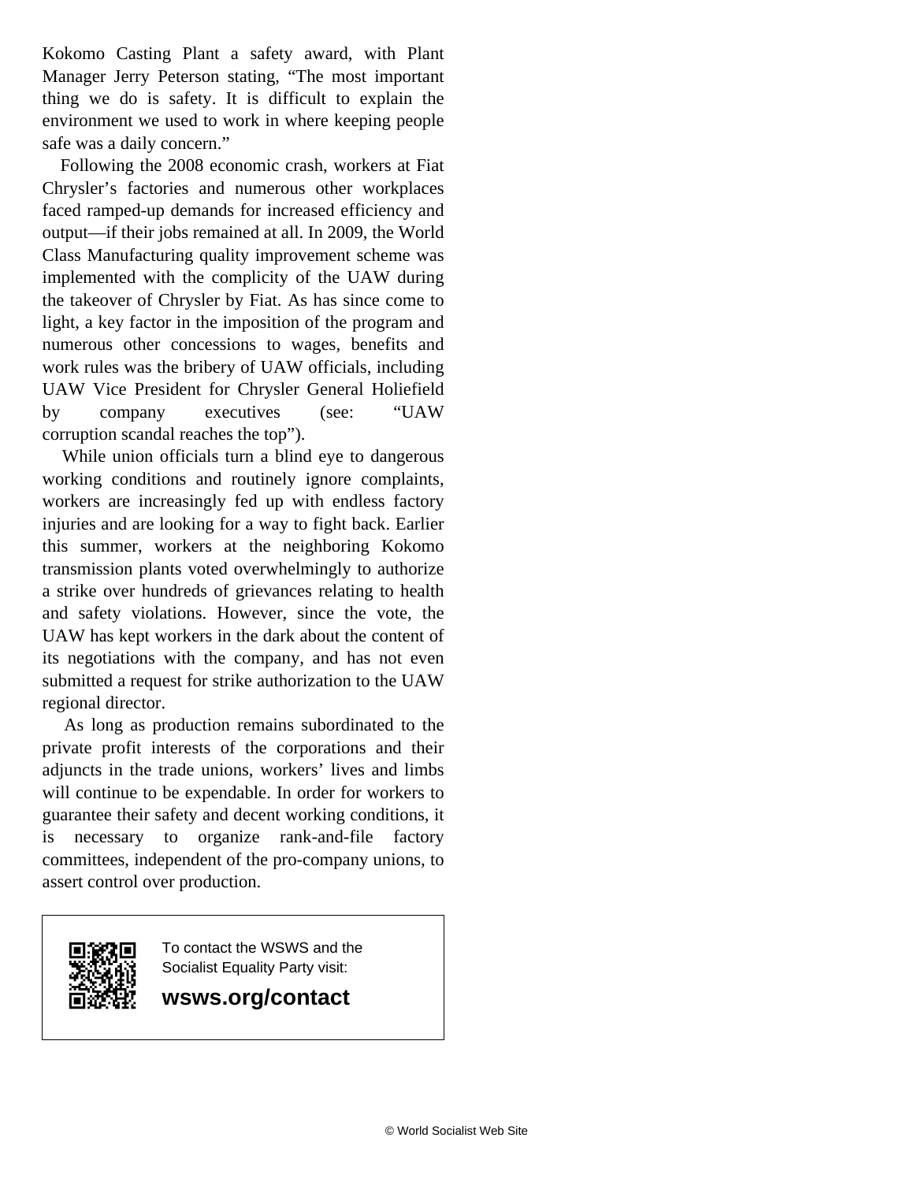Kokomo Casting Plant a safety award, with Plant Manager Jerry Peterson stating, "The most important thing we do is safety. It is difficult to explain the environment we used to work in where keeping people safe was a daily concern."

Following the 2008 economic crash, workers at Fiat Chrysler's factories and numerous other workplaces faced ramped-up demands for increased efficiency and output—if their jobs remained at all. In 2009, the World Class Manufacturing quality improvement scheme was implemented with the complicity of the UAW during the takeover of Chrysler by Fiat. As has since come to light, a key factor in the imposition of the program and numerous other concessions to wages, benefits and work rules was the bribery of UAW officials, including UAW Vice President for Chrysler General Holiefield by company executives (see: "UAW corruption scandal reaches the top").

While union officials turn a blind eye to dangerous working conditions and routinely ignore complaints, workers are increasingly fed up with endless factory injuries and are looking for a way to fight back. Earlier this summer, workers at the neighboring Kokomo transmission plants voted overwhelmingly to authorize a strike over hundreds of grievances relating to health and safety violations. However, since the vote, the UAW has kept workers in the dark about the content of its negotiations with the company, and has not even submitted a request for strike authorization to the UAW regional director.

As long as production remains subordinated to the private profit interests of the corporations and their adjuncts in the trade unions, workers' lives and limbs will continue to be expendable. In order for workers to guarantee their safety and decent working conditions, it is necessary to organize rank-and-file factory committees, independent of the pro-company unions, to assert control over production.

To contact the WSWS and the Socialist Equality Party visit:

**wsws.org/contact**